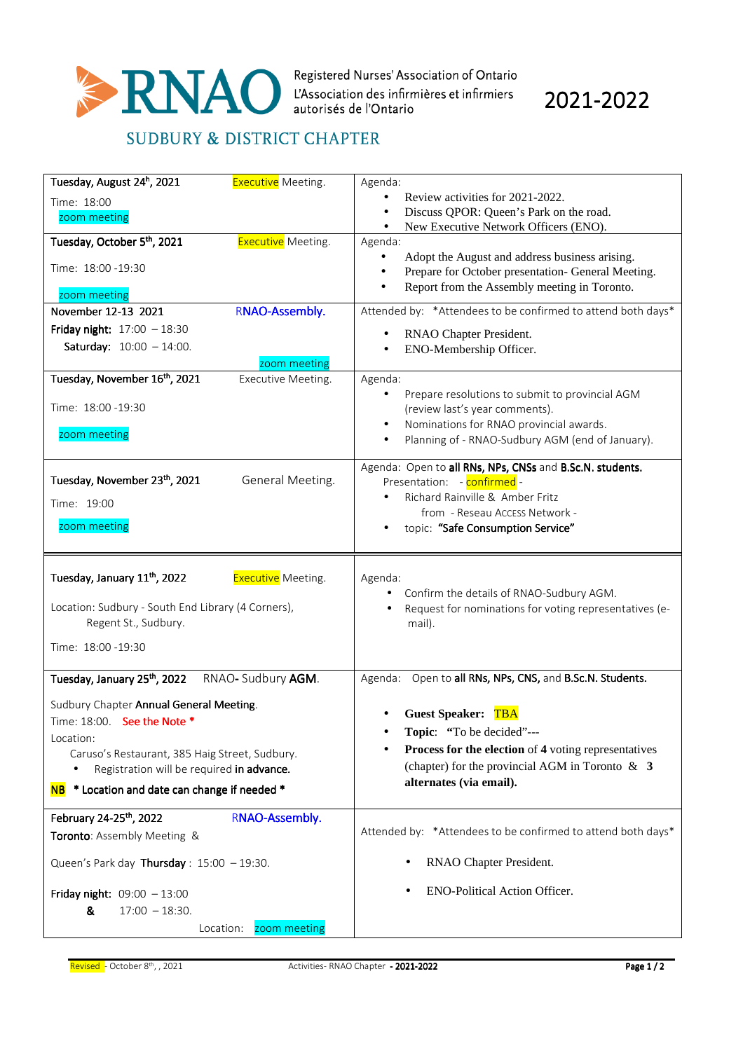# RNAO

Registered Nurses' Association of Ontario
L'Association des infirmières et infirmiers autorisés de l'Ontario

**2021-2022**

## SUDBURY & DISTRICT CHAPTER

| Date / Details | Agenda |
|---|---|
| Tuesday, August 24th, 2021 — Executive Meeting.<br>Time: 18:00<br>zoom meeting | Agenda:<br>• Review activities for 2021-2022.<br>• Discuss QPOR: Queen's Park on the road.<br>• New Executive Network Officers (ENO). |
| Tuesday, October 5th, 2021 — Executive Meeting.<br>Time: 18:00 -19:30<br>zoom meeting | Agenda:<br>• Adopt the August and address business arising.<br>• Prepare for October presentation- General Meeting.<br>• Report from the Assembly meeting in Toronto. |
| November 12-13 2021 — RNAO-Assembly.<br>**Friday night:** 17:00 – 18:30<br>**Saturday:** 10:00 – 14:00.<br>zoom meeting | Attended by: *Attendees to be confirmed to attend both days*<br>• RNAO Chapter President.<br>• ENO-Membership Officer. |
| Tuesday, November 16th, 2021 — Executive Meeting.<br>Time: 18:00 -19:30<br>zoom meeting | Agenda:<br>• Prepare resolutions to submit to provincial AGM (review last's year comments).<br>• Nominations for RNAO provincial awards.<br>• Planning of - RNAO-Sudbury AGM (end of January). |
| Tuesday, November 23th, 2021 — General Meeting.<br>Time: 19:00<br>zoom meeting | Agenda: Open to **all RNs, NPs, CNSs** and **B.Sc.N. students.**<br>Presentation: - confirmed -<br>• Richard Rainville & Amber Fritz<br>from - Reseau ACCESS Network -<br>• topic: **"Safe Consumption Service"** |
| Tuesday, January 11th, 2022 — Executive Meeting.<br>Location: Sudbury - South End Library (4 Corners), Regent St., Sudbury.<br>Time: 18:00 -19:30 | Agenda:<br>• Confirm the details of RNAO-Sudbury AGM.<br>• Request for nominations for voting representatives (e-mail). |
| Tuesday, January 25th, 2022 — RNAO- Sudbury **AGM.**<br>Sudbury Chapter **Annual General Meeting**.<br>Time: 18:00. See the Note *<br>Location:<br>Caruso's Restaurant, 385 Haig Street, Sudbury.<br>• Registration will be required **in advance.**<br>**NB** **\* Location and date can change if needed \*** | Agenda: Open to **all RNs, NPs, CNS,** and **B.Sc.N. Students.**<br>• **Guest Speaker:** TBA<br>• **Topic**: "To be decided"---<br>• **Process for the election** of **4** voting representatives (chapter) for the provincial AGM in Toronto & **3 alternates (via email).** |
| February 24-25th, 2022 — RNAO-Assembly.<br>**Toronto**: Assembly Meeting &<br>Queen's Park day **Thursday** : 15:00 – 19:30.<br>**Friday night:** 09:00 – 13:00<br>**&** 17:00 – 18:30.<br>Location: zoom meeting | Attended by: *Attendees to be confirmed to attend both days*<br>• RNAO Chapter President.<br>• ENO-Political Action Officer. |

Revised - October 8th, , 2021 — Activities- RNAO Chapter - **2021-2022**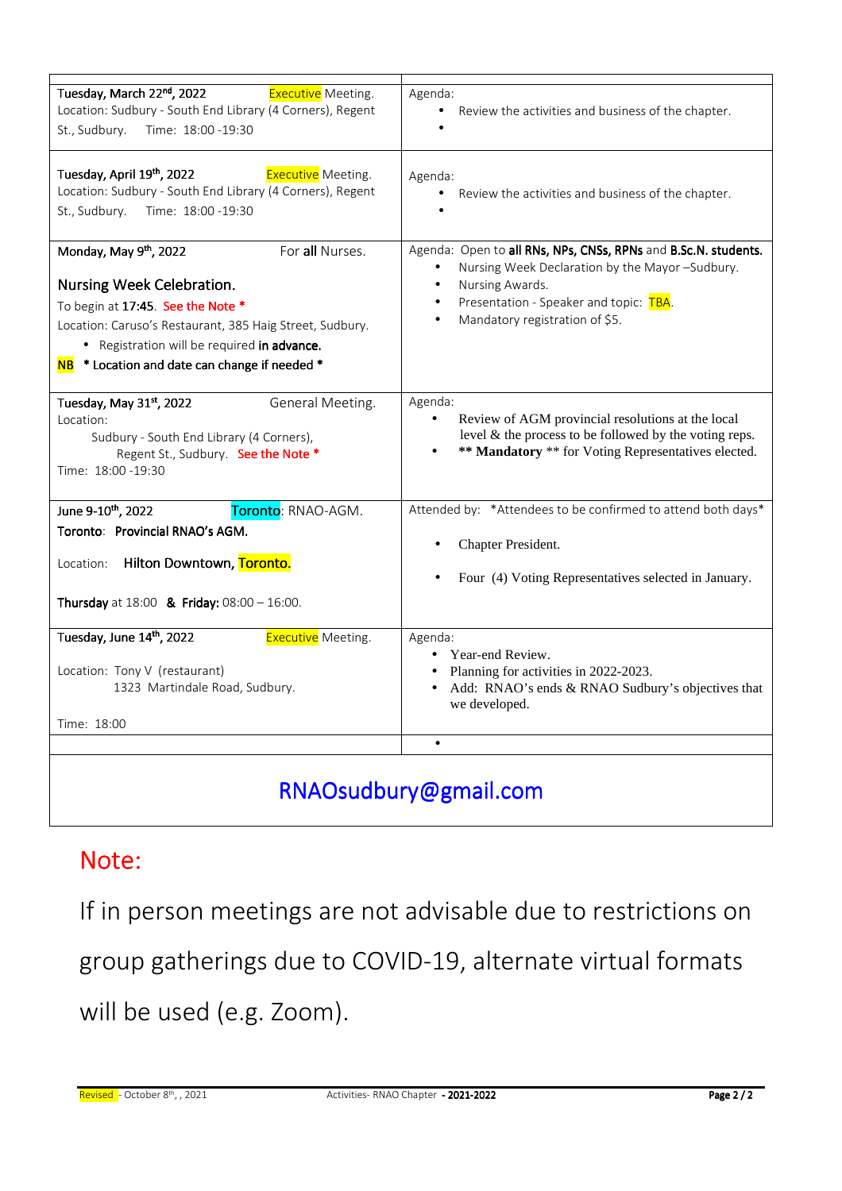| | |
|---|---|
| Tuesday, March 22nd, 2022 Executive Meeting.<br>Location: Sudbury - South End Library (4 Corners), Regent St., Sudbury. Time: 18:00 -19:30 | Agenda:<br>• Review the activities and business of the chapter.<br>• |
| Tuesday, April 19th, 2022 Executive Meeting.<br>Location: Sudbury - South End Library (4 Corners), Regent St., Sudbury. Time: 18:00 -19:30 | Agenda:<br>• Review the activities and business of the chapter.<br>• |
| Monday, May 9th, 2022 For **all** Nurses.<br>Nursing Week Celebration.<br>To begin at **17:45**. See the Note *<br>Location: Caruso's Restaurant, 385 Haig Street, Sudbury.<br>• Registration will be required **in advance.**<br>NB * Location and date can change if needed * | Agenda: Open to **all RNs, NPs, CNSs, RPNs** and **B.Sc.N. students.**<br>• Nursing Week Declaration by the Mayor –Sudbury.<br>• Nursing Awards.<br>• Presentation - Speaker and topic: TBA.<br>• Mandatory registration of $5. |
| Tuesday, May 31st, 2022 General Meeting.<br>Location:<br>Sudbury - South End Library (4 Corners), Regent St., Sudbury. See the Note *<br>Time: 18:00 -19:30 | Agenda:<br>• Review of AGM provincial resolutions at the local level & the process to be followed by the voting reps.<br>• ** **Mandatory** ** for Voting Representatives elected. |
| June 9-10th, 2022 Toronto: RNAO-AGM.<br>**Toronto: Provincial RNAO's AGM.**<br>Location: **Hilton Downtown, Toronto.**<br>**Thursday** at 18:00 & **Friday:** 08:00 – 16:00. | Attended by: *Attendees to be confirmed to attend both days*<br>• Chapter President.<br>• Four (4) Voting Representatives selected in January. |
| Tuesday, June 14th, 2022 Executive Meeting.<br>Location: Tony V (restaurant)<br>1323 Martindale Road, Sudbury.<br>Time: 18:00 | Agenda:<br>• Year-end Review.<br>• Planning for activities in 2022-2023.<br>• Add: RNAO's ends & RNAO Sudbury's objectives that we developed. |
| | • |

RNAOsudbury@gmail.com

## Note:

If in person meetings are not advisable due to restrictions on group gatherings due to COVID-19, alternate virtual formats will be used (e.g. Zoom).

Revised - October 8th, , 2021 Activities- RNAO Chapter **- 2021-2022**